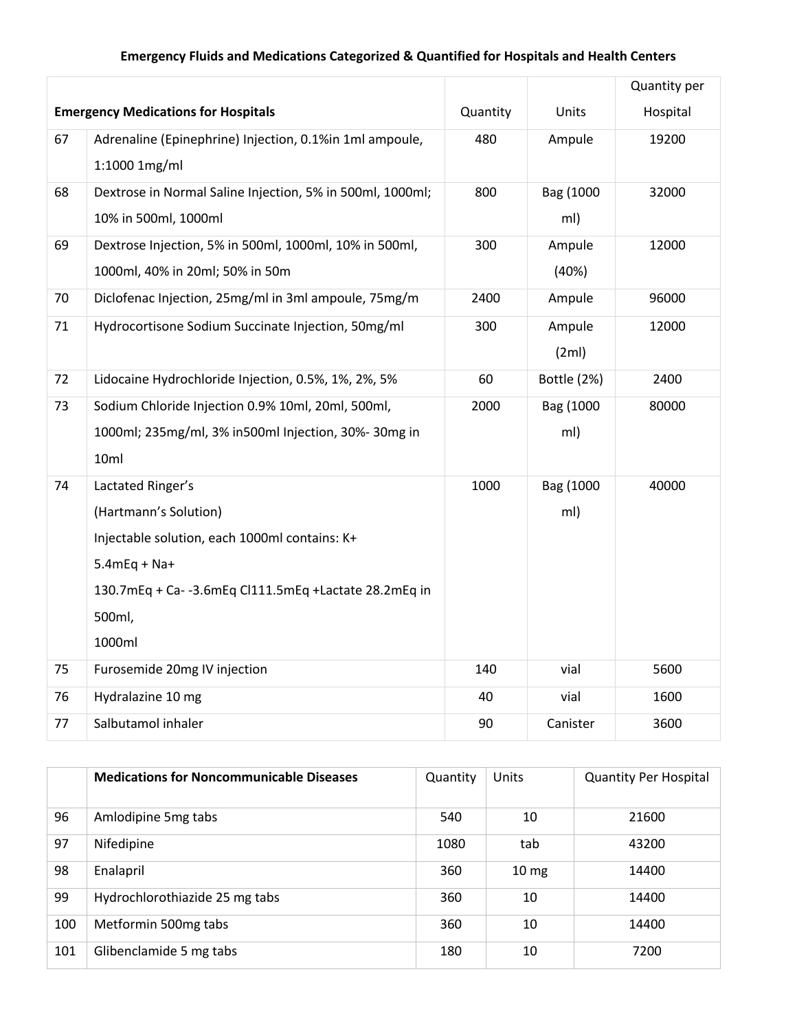# Emergency Fluids and Medications Categorized & Quantified for Hospitals and Health Centers

| | Emergency Medications for Hospitals | Quantity | Units | Quantity per Hospital |
|---|---|---|---|---|
| 67 | Adrenaline (Epinephrine) Injection, 0.1%in 1ml ampoule, 1:1000 1mg/ml | 480 | Ampule | 19200 |
| 68 | Dextrose in Normal Saline Injection, 5% in 500ml, 1000ml; 10% in 500ml, 1000ml | 800 | Bag (1000 ml) | 32000 |
| 69 | Dextrose Injection, 5% in 500ml, 1000ml, 10% in 500ml, 1000ml, 40% in 20ml; 50% in 50m | 300 | Ampule (40%) | 12000 |
| 70 | Diclofenac Injection, 25mg/ml in 3ml ampoule, 75mg/m | 2400 | Ampule | 96000 |
| 71 | Hydrocortisone Sodium Succinate Injection, 50mg/ml | 300 | Ampule (2ml) | 12000 |
| 72 | Lidocaine Hydrochloride Injection, 0.5%, 1%, 2%, 5% | 60 | Bottle (2%) | 2400 |
| 73 | Sodium Chloride Injection 0.9% 10ml, 20ml, 500ml, 1000ml; 235mg/ml, 3% in500ml Injection, 30%- 30mg in 10ml | 2000 | Bag (1000 ml) | 80000 |
| 74 | Lactated Ringer's (Hartmann's Solution) Injectable solution, each 1000ml contains: K+ 5.4mEq + Na+ 130.7mEq + Ca- -3.6mEq Cl111.5mEq +Lactate 28.2mEq in 500ml, 1000ml | 1000 | Bag (1000 ml) | 40000 |
| 75 | Furosemide 20mg IV injection | 140 | vial | 5600 |
| 76 | Hydralazine 10 mg | 40 | vial | 1600 |
| 77 | Salbutamol inhaler | 90 | Canister | 3600 |

| | Medications for Noncommunicable Diseases | Quantity | Units | Quantity Per Hospital |
|---|---|---|---|---|
| 96 | Amlodipine 5mg tabs | 540 | 10 | 21600 |
| 97 | Nifedipine | 1080 | tab | 43200 |
| 98 | Enalapril | 360 | 10 mg | 14400 |
| 99 | Hydrochlorothiazide 25 mg tabs | 360 | 10 | 14400 |
| 100 | Metformin 500mg tabs | 360 | 10 | 14400 |
| 101 | Glibenclamide 5 mg tabs | 180 | 10 | 7200 |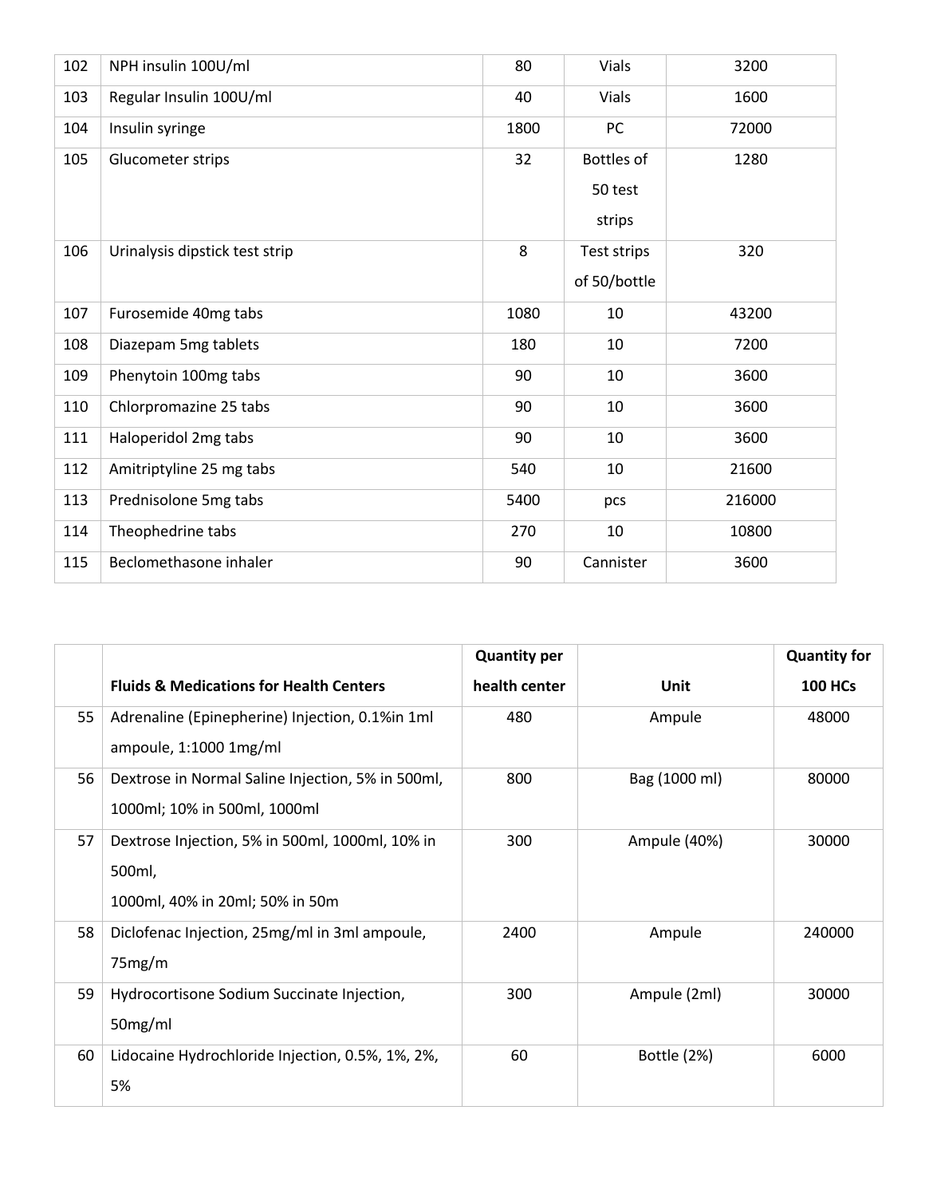| 102 | NPH insulin 100U/ml | 80 | Vials | 3200 |
|---|---|---|---|---|
| 103 | Regular Insulin 100U/ml | 40 | Vials | 1600 |
| 104 | Insulin syringe | 1800 | PC | 72000 |
| 105 | Glucometer strips | 32 | Bottles of 50 test strips | 1280 |
| 106 | Urinalysis dipstick test strip | 8 | Test strips of 50/bottle | 320 |
| 107 | Furosemide 40mg tabs | 1080 | 10 | 43200 |
| 108 | Diazepam 5mg tablets | 180 | 10 | 7200 |
| 109 | Phenytoin 100mg tabs | 90 | 10 | 3600 |
| 110 | Chlorpromazine 25 tabs | 90 | 10 | 3600 |
| 111 | Haloperidol 2mg tabs | 90 | 10 | 3600 |
| 112 | Amitriptyline 25 mg tabs | 540 | 10 | 21600 |
| 113 | Prednisolone 5mg tabs | 5400 | pcs | 216000 |
| 114 | Theophedrine tabs | 270 | 10 | 10800 |
| 115 | Beclomethasone inhaler | 90 | Cannister | 3600 |

| | **Fluids & Medications for Health Centers** | **Quantity per health center** | **Unit** | **Quantity for 100 HCs** |
|---|---|---|---|---|
| 55 | Adrenaline (Epinepherine) Injection, 0.1%in 1ml ampoule, 1:1000 1mg/ml | 480 | Ampule | 48000 |
| 56 | Dextrose in Normal Saline Injection, 5% in 500ml, 1000ml; 10% in 500ml, 1000ml | 800 | Bag (1000 ml) | 80000 |
| 57 | Dextrose Injection, 5% in 500ml, 1000ml, 10% in 500ml, 1000ml, 40% in 20ml; 50% in 50m | 300 | Ampule (40%) | 30000 |
| 58 | Diclofenac Injection, 25mg/ml in 3ml ampoule, 75mg/m | 2400 | Ampule | 240000 |
| 59 | Hydrocortisone Sodium Succinate Injection, 50mg/ml | 300 | Ampule (2ml) | 30000 |
| 60 | Lidocaine Hydrochloride Injection, 0.5%, 1%, 2%, 5% | 60 | Bottle (2%) | 6000 |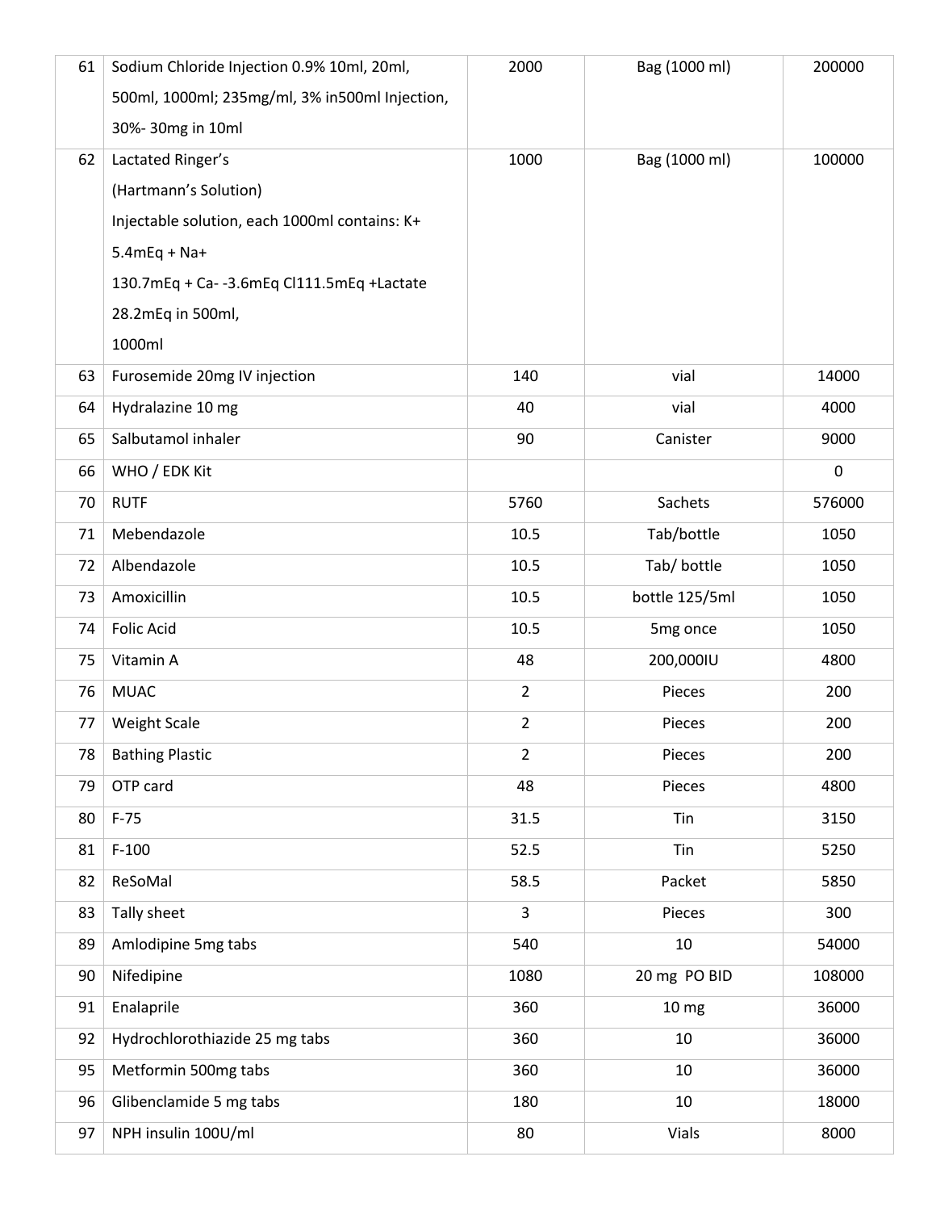| 61 | Sodium Chloride Injection 0.9% 10ml, 20ml, 500ml, 1000ml; 235mg/ml, 3% in500ml Injection, 30%- 30mg in 10ml | 2000 | Bag (1000 ml) | 200000 |
|---|---|---|---|---|
| 62 | Lactated Ringer's (Hartmann's Solution) Injectable solution, each 1000ml contains: K+ 5.4mEq + Na+ 130.7mEq + Ca- -3.6mEq Cl111.5mEq +Lactate 28.2mEq in 500ml, 1000ml | 1000 | Bag (1000 ml) | 100000 |
| 63 | Furosemide 20mg IV injection | 140 | vial | 14000 |
| 64 | Hydralazine 10 mg | 40 | vial | 4000 |
| 65 | Salbutamol inhaler | 90 | Canister | 9000 |
| 66 | WHO / EDK Kit | | | 0 |
| 70 | RUTF | 5760 | Sachets | 576000 |
| 71 | Mebendazole | 10.5 | Tab/bottle | 1050 |
| 72 | Albendazole | 10.5 | Tab/ bottle | 1050 |
| 73 | Amoxicillin | 10.5 | bottle 125/5ml | 1050 |
| 74 | Folic Acid | 10.5 | 5mg once | 1050 |
| 75 | Vitamin A | 48 | 200,000IU | 4800 |
| 76 | MUAC | 2 | Pieces | 200 |
| 77 | Weight Scale | 2 | Pieces | 200 |
| 78 | Bathing Plastic | 2 | Pieces | 200 |
| 79 | OTP card | 48 | Pieces | 4800 |
| 80 | F-75 | 31.5 | Tin | 3150 |
| 81 | F-100 | 52.5 | Tin | 5250 |
| 82 | ReSoMal | 58.5 | Packet | 5850 |
| 83 | Tally sheet | 3 | Pieces | 300 |
| 89 | Amlodipine 5mg tabs | 540 | 10 | 54000 |
| 90 | Nifedipine | 1080 | 20 mg PO BID | 108000 |
| 91 | Enalaprile | 360 | 10 mg | 36000 |
| 92 | Hydrochlorothiazide 25 mg tabs | 360 | 10 | 36000 |
| 95 | Metformin 500mg tabs | 360 | 10 | 36000 |
| 96 | Glibenclamide 5 mg tabs | 180 | 10 | 18000 |
| 97 | NPH insulin 100U/ml | 80 | Vials | 8000 |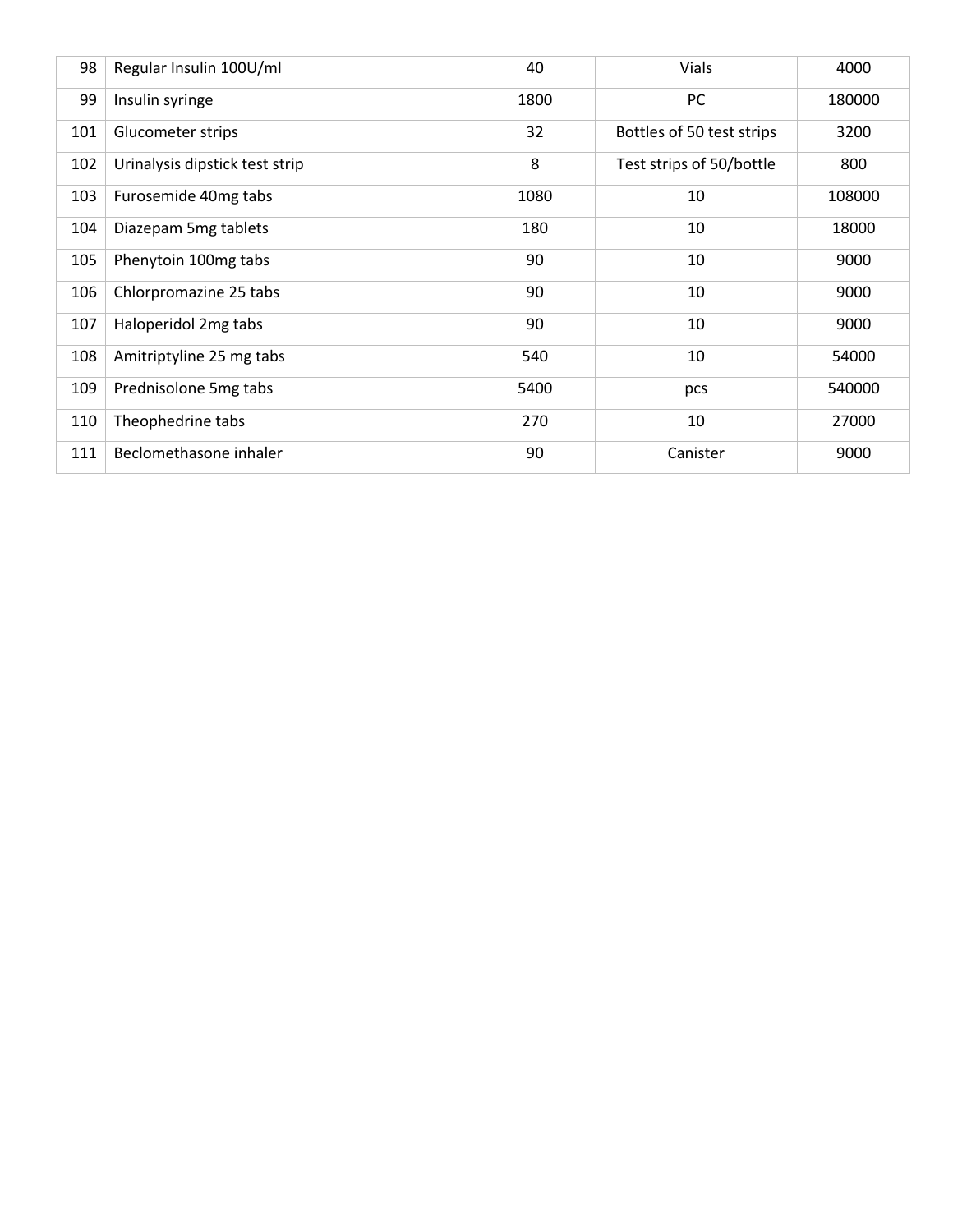| | | | | |
|---|---|---|---|---|
| 98 | Regular Insulin 100U/ml | 40 | Vials | 4000 |
| 99 | Insulin syringe | 1800 | PC | 180000 |
| 101 | Glucometer strips | 32 | Bottles of 50 test strips | 3200 |
| 102 | Urinalysis dipstick test strip | 8 | Test strips of 50/bottle | 800 |
| 103 | Furosemide 40mg tabs | 1080 | 10 | 108000 |
| 104 | Diazepam 5mg tablets | 180 | 10 | 18000 |
| 105 | Phenytoin 100mg tabs | 90 | 10 | 9000 |
| 106 | Chlorpromazine 25 tabs | 90 | 10 | 9000 |
| 107 | Haloperidol 2mg tabs | 90 | 10 | 9000 |
| 108 | Amitriptyline 25 mg tabs | 540 | 10 | 54000 |
| 109 | Prednisolone 5mg tabs | 5400 | pcs | 540000 |
| 110 | Theophedrine tabs | 270 | 10 | 27000 |
| 111 | Beclomethasone inhaler | 90 | Canister | 9000 |